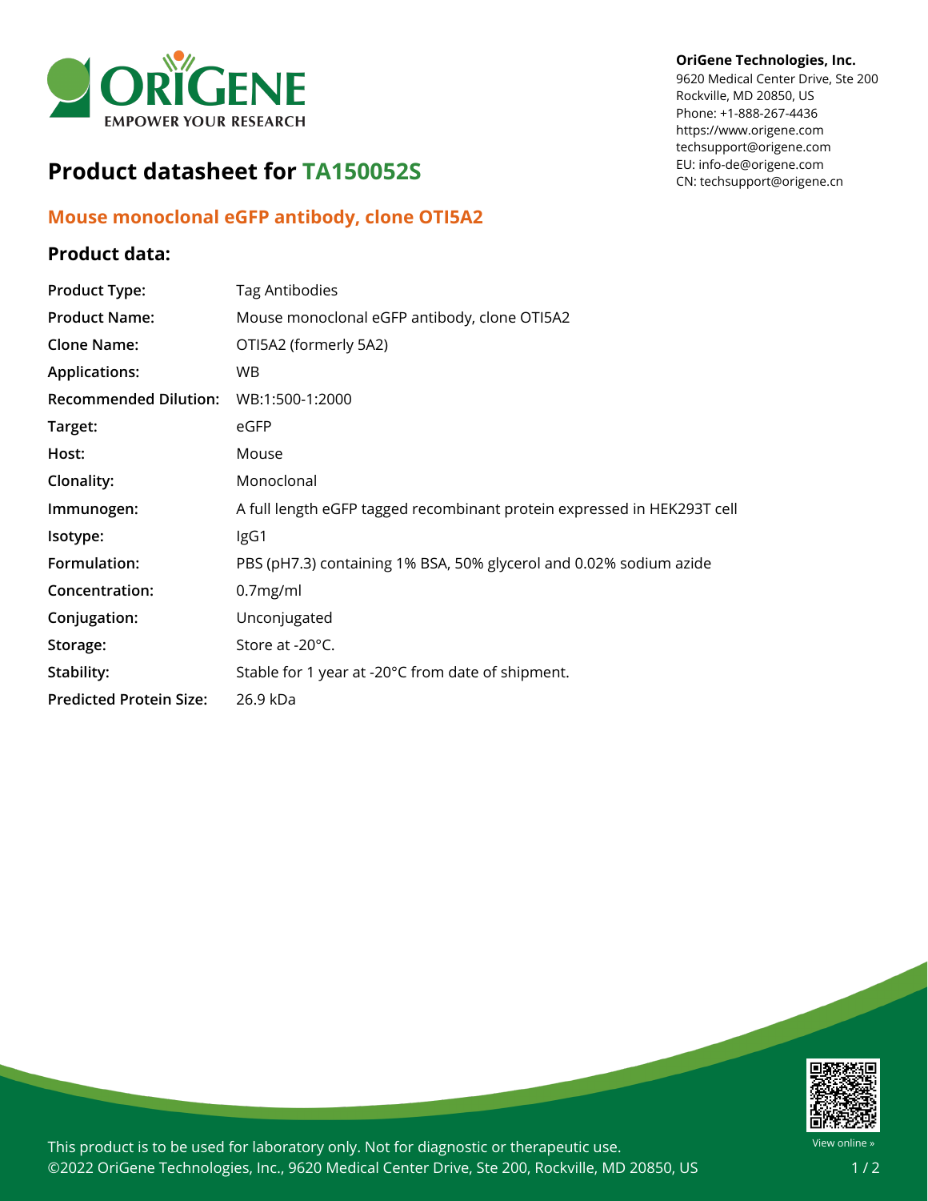**OriGene Technologies, Inc.**
9620 Medical Center Drive, Ste 200
Rockville, MD 20850, US
Phone: +1-888-267-4436
https://www.origene.com
techsupport@origene.com
EU: info-de@origene.com
CN: techsupport@origene.cn

# Product datasheet for TA150052S

## Mouse monoclonal eGFP antibody, clone OTI5A2

### Product data:

| | |
|---|---|
| **Product Type:** | Tag Antibodies |
| **Product Name:** | Mouse monoclonal eGFP antibody, clone OTI5A2 |
| **Clone Name:** | OTI5A2 (formerly 5A2) |
| **Applications:** | WB |
| **Recommended Dilution:** | WB:1:500-1:2000 |
| **Target:** | eGFP |
| **Host:** | Mouse |
| **Clonality:** | Monoclonal |
| **Immunogen:** | A full length eGFP tagged recombinant protein expressed in HEK293T cell |
| **Isotype:** | IgG1 |
| **Formulation:** | PBS (pH7.3) containing 1% BSA, 50% glycerol and 0.02% sodium azide |
| **Concentration:** | 0.7mg/ml |
| **Conjugation:** | Unconjugated |
| **Storage:** | Store at -20°C. |
| **Stability:** | Stable for 1 year at -20°C from date of shipment. |
| **Predicted Protein Size:** | 26.9 kDa |

This product is to be used for laboratory only. Not for diagnostic or therapeutic use.
©2022 OriGene Technologies, Inc., 9620 Medical Center Drive, Ste 200, Rockville, MD 20850, US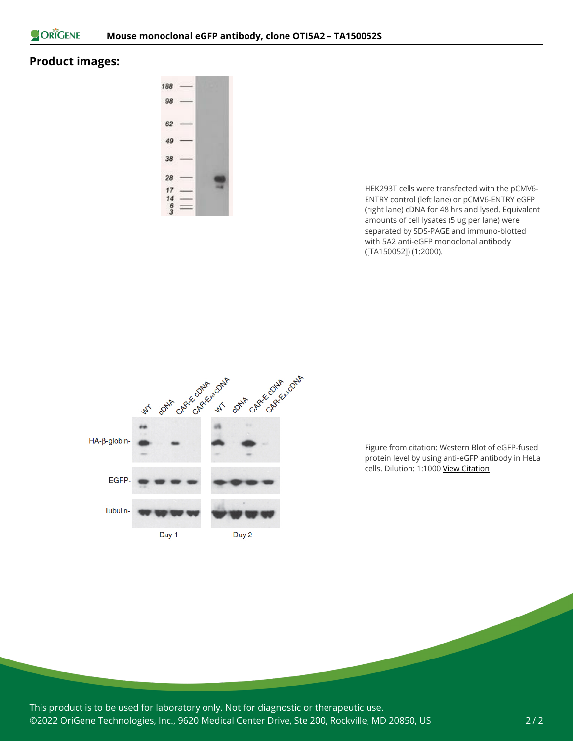## Product images:

188
98
62
49
38
28
17
14
6
3

HEK293T cells were transfected with the pCMV6-ENTRY control (left lane) or pCMV6-ENTRY eGFP (right lane) cDNA for 48 hrs and lysed. Equivalent amounts of cell lysates (5 ug per lane) were separated by SDS-PAGE and immuno-blotted with 5A2 anti-eGFP monoclonal antibody ([TA150052]) (1:2000).

WT
cDNA
CAR-E cDNA
CAR-E$_{AS}$ cDNA
WT
cDNA
CAR-E cDNA
CAR-E$_{AS}$ cDNA

HA-β-globin-

EGFP-

Tubulin-

Day 1

Day 2

Figure from citation: Western Blot of eGFP-fused protein level by using anti-eGFP antibody in HeLa cells. Dilution: 1:1000 View Citation

This product is to be used for laboratory only. Not for diagnostic or therapeutic use.
©2022 OriGene Technologies, Inc., 9620 Medical Center Drive, Ste 200, Rockville, MD 20850, US